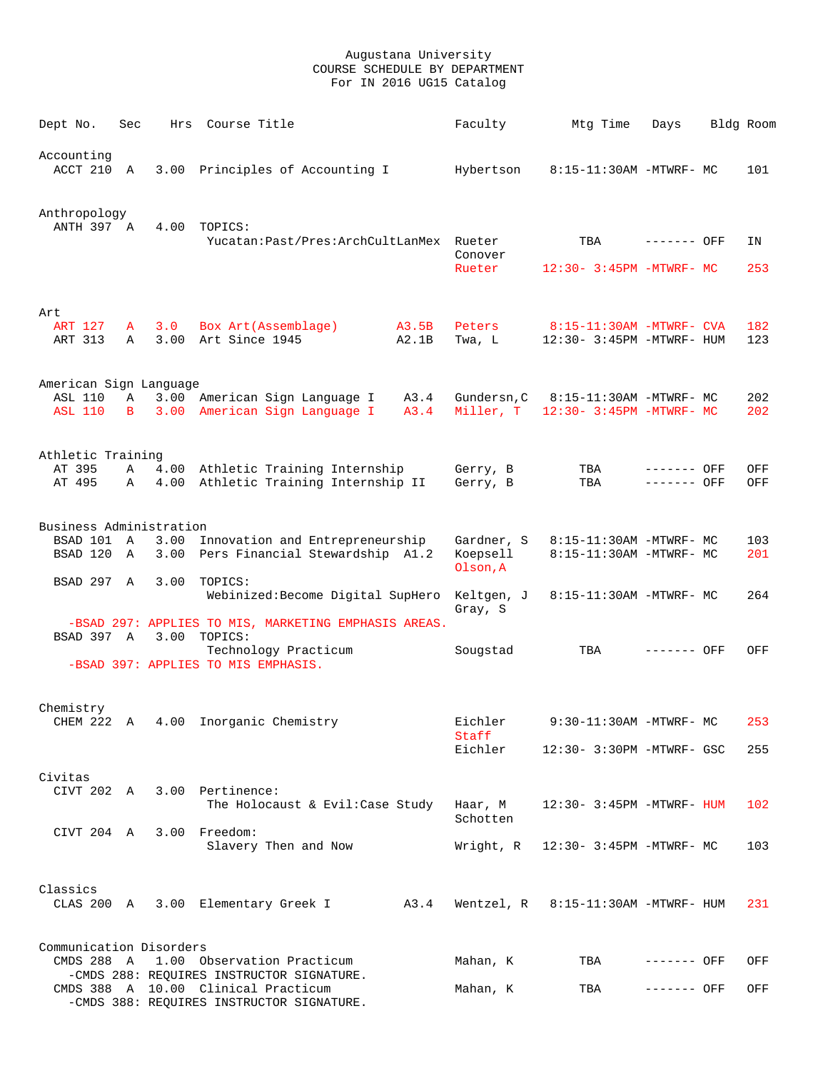# Augustana University
## COURSE SCHEDULE BY DEPARTMENT
### For IN 2016 UG15 Catalog

| Dept No. | Sec | Hrs | Course Title | | Faculty | Mtg Time | Days | Bldg | Room |
|---|---|---|---|---|---|---|---|---|---|
| **Accounting** | | | | | | | | | |
| ACCT 210 | A | 3.00 | Principles of Accounting I | | Hybertson | 8:15-11:30AM | -MTWRF- | MC | 101 |
| **Anthropology** | | | | | | | | | |
| ANTH 397 | A | 4.00 | TOPICS: | | | | | | |
| | | | Yucatan:Past/Pres:ArchCultLanMex | | Rueter | TBA | ------- | OFF | IN |
| | | | | | Conover | | | | |
| | | | | | Rueter | 12:30- 3:45PM | -MTWRF- | MC | 253 |
| **Art** | | | | | | | | | |
| ART 127 | A | 3.0 | Box Art(Assemblage) | A3.5B | Peters | 8:15-11:30AM | -MTWRF- | CVA | 182 |
| ART 313 | A | 3.00 | Art Since 1945 | A2.1B | Twa, L | 12:30- 3:45PM | -MTWRF- | HUM | 123 |
| **American Sign Language** | | | | | | | | | |
| ASL 110 | A | 3.00 | American Sign Language I | A3.4 | Gundersn,C | 8:15-11:30AM | -MTWRF- | MC | 202 |
| ASL 110 | B | 3.00 | American Sign Language I | A3.4 | Miller, T | 12:30- 3:45PM | -MTWRF- | MC | 202 |
| **Athletic Training** | | | | | | | | | |
| AT 395 | A | 4.00 | Athletic Training Internship | | Gerry, B | TBA | ------- | OFF | OFF |
| AT 495 | A | 4.00 | Athletic Training Internship II | | Gerry, B | TBA | ------- | OFF | OFF |
| **Business Administration** | | | | | | | | | |
| BSAD 101 | A | 3.00 | Innovation and Entrepreneurship | | Gardner, S | 8:15-11:30AM | -MTWRF- | MC | 103 |
| BSAD 120 | A | 3.00 | Pers Financial Stewardship | A1.2 | Koepsell | 8:15-11:30AM | -MTWRF- | MC | 201 |
| | | | | | Olson,A | | | | |
| BSAD 297 | A | 3.00 | TOPICS: | | | | | | |
| | | | Webinized:Become Digital SupHero | | Keltgen, J | 8:15-11:30AM | -MTWRF- | MC | 264 |
| | | | | | Gray, S | | | | |
| -BSAD 297: APPLIES TO MIS, MARKETING EMPHASIS AREAS. | | | | | | | | | |
| BSAD 397 | A | 3.00 | TOPICS: | | | | | | |
| | | | Technology Practicum | | Sougstad | TBA | ------- | OFF | OFF |
| -BSAD 397: APPLIES TO MIS EMPHASIS. | | | | | | | | | |
| **Chemistry** | | | | | | | | | |
| CHEM 222 | A | 4.00 | Inorganic Chemistry | | Eichler | 9:30-11:30AM | -MTWRF- | MC | 253 |
| | | | | | Staff | | | | |
| | | | | | Eichler | 12:30- 3:30PM | -MTWRF- | GSC | 255 |
| **Civitas** | | | | | | | | | |
| CIVT 202 | A | 3.00 | Pertinence: | | | | | | |
| | | | The Holocaust & Evil:Case Study | | Haar, M | 12:30- 3:45PM | -MTWRF- | HUM | 102 |
| | | | | | Schotten | | | | |
| CIVT 204 | A | 3.00 | Freedom: | | | | | | |
| | | | Slavery Then and Now | | Wright, R | 12:30- 3:45PM | -MTWRF- | MC | 103 |
| **Classics** | | | | | | | | | |
| CLAS 200 | A | 3.00 | Elementary Greek I | A3.4 | Wentzel, R | 8:15-11:30AM | -MTWRF- | HUM | 231 |
| **Communication Disorders** | | | | | | | | | |
| CMDS 288 | A | 1.00 | Observation Practicum | | Mahan, K | TBA | ------- | OFF | OFF |
| -CMDS 288: REQUIRES INSTRUCTOR SIGNATURE. | | | | | | | | | |
| CMDS 388 | A | 10.00 | Clinical Practicum | | Mahan, K | TBA | ------- | OFF | OFF |
| -CMDS 388: REQUIRES INSTRUCTOR SIGNATURE. | | | | | | | | | |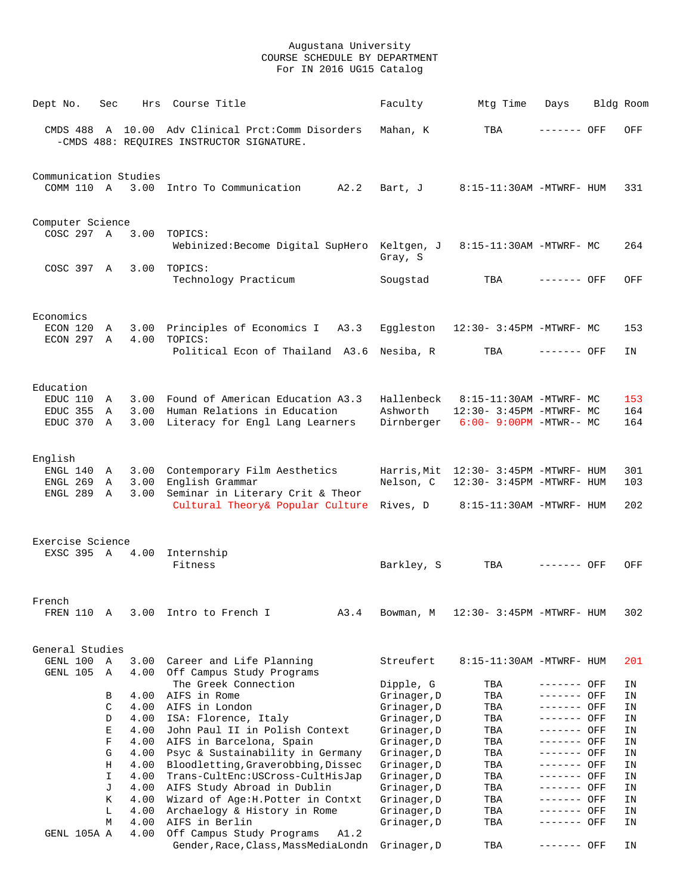Augustana University
COURSE SCHEDULE BY DEPARTMENT
For IN 2016 UG15 Catalog

| Dept No. | Sec | Hrs | Course Title | | Faculty | Mtg Time | Days | Bldg | Room |
|---|---|---|---|---|---|---|---|---|---|
| CMDS 488 | A | 10.00 | Adv Clinical Prct:Comm Disorders | | Mahan, K | TBA | ------- | OFF | OFF |
| | | | -CMDS 488: REQUIRES INSTRUCTOR SIGNATURE. | | | | | | |
| **Communication Studies** | | | | | | | | | |
| COMM 110 | A | 3.00 | Intro To Communication | A2.2 | Bart, J | 8:15-11:30AM | -MTWRF- | HUM | 331 |
| **Computer Science** | | | | | | | | | |
| COSC 297 | A | 3.00 | TOPICS: | | | | | | |
| | | | Webinized:Become Digital SupHero | | Keltgen, J<br>Gray, S | 8:15-11:30AM | -MTWRF- | MC | 264 |
| COSC 397 | A | 3.00 | TOPICS: | | | | | | |
| | | | Technology Practicum | | Sougstad | TBA | ------- | OFF | OFF |
| **Economics** | | | | | | | | | |
| ECON 120 | A | 3.00 | Principles of Economics I | A3.3 | Eggleston | 12:30- 3:45PM | -MTWRF- | MC | 153 |
| ECON 297 | A | 4.00 | TOPICS: | | | | | | |
| | | | Political Econ of Thailand | A3.6 | Nesiba, R | TBA | ------- | OFF | IN |
| **Education** | | | | | | | | | |
| EDUC 110 | A | 3.00 | Found of American Education | A3.3 | Hallenbeck | 8:15-11:30AM | -MTWRF- | MC | 153 |
| EDUC 355 | A | 3.00 | Human Relations in Education | | Ashworth | 12:30- 3:45PM | -MTWRF- | MC | 164 |
| EDUC 370 | A | 3.00 | Literacy for Engl Lang Learners | | Dirnberger | 6:00- 9:00PM | -MTWR-- | MC | 164 |
| **English** | | | | | | | | | |
| ENGL 140 | A | 3.00 | Contemporary Film Aesthetics | | Harris,Mit | 12:30- 3:45PM | -MTWRF- | HUM | 301 |
| ENGL 269 | A | 3.00 | English Grammar | | Nelson, C | 12:30- 3:45PM | -MTWRF- | HUM | 103 |
| ENGL 289 | A | 3.00 | Seminar in Literary Crit & Theor | | | | | | |
| | | | Cultural Theory& Popular Culture | | Rives, D | 8:15-11:30AM | -MTWRF- | HUM | 202 |
| **Exercise Science** | | | | | | | | | |
| EXSC 395 | A | 4.00 | Internship | | | | | | |
| | | | Fitness | | Barkley, S | TBA | ------- | OFF | OFF |
| **French** | | | | | | | | | |
| FREN 110 | A | 3.00 | Intro to French I | A3.4 | Bowman, M | 12:30- 3:45PM | -MTWRF- | HUM | 302 |
| **General Studies** | | | | | | | | | |
| GENL 100 | A | 3.00 | Career and Life Planning | | Streufert | 8:15-11:30AM | -MTWRF- | HUM | 201 |
| GENL 105 | A | 4.00 | Off Campus Study Programs | | | | | | |
| | | | The Greek Connection | | Dipple, G | TBA | ------- | OFF | IN |
| | B | 4.00 | AIFS in Rome | | Grinager,D | TBA | ------- | OFF | IN |
| | C | 4.00 | AIFS in London | | Grinager,D | TBA | ------- | OFF | IN |
| | D | 4.00 | ISA: Florence, Italy | | Grinager,D | TBA | ------- | OFF | IN |
| | E | 4.00 | John Paul II in Polish Context | | Grinager,D | TBA | ------- | OFF | IN |
| | F | 4.00 | AIFS in Barcelona, Spain | | Grinager,D | TBA | ------- | OFF | IN |
| | G | 4.00 | Psyc & Sustainability in Germany | | Grinager,D | TBA | ------- | OFF | IN |
| | H | 4.00 | Bloodletting,Graverobbing,Dissec | | Grinager,D | TBA | ------- | OFF | IN |
| | I | 4.00 | Trans-CultEnc:USCross-CultHisJap | | Grinager,D | TBA | ------- | OFF | IN |
| | J | 4.00 | AIFS Study Abroad in Dublin | | Grinager,D | TBA | ------- | OFF | IN |
| | K | 4.00 | Wizard of Age:H.Potter in Contxt | | Grinager,D | TBA | ------- | OFF | IN |
| | L | 4.00 | Archaelogy & History in Rome | | Grinager,D | TBA | ------- | OFF | IN |
| | M | 4.00 | AIFS in Berlin | | Grinager,D | TBA | ------- | OFF | IN |
| GENL 105A | A | 4.00 | Off Campus Study Programs | A1.2 | | | | | |
| | | | Gender,Race,Class,MassMediaLondn | | Grinager,D | TBA | ------- | OFF | IN |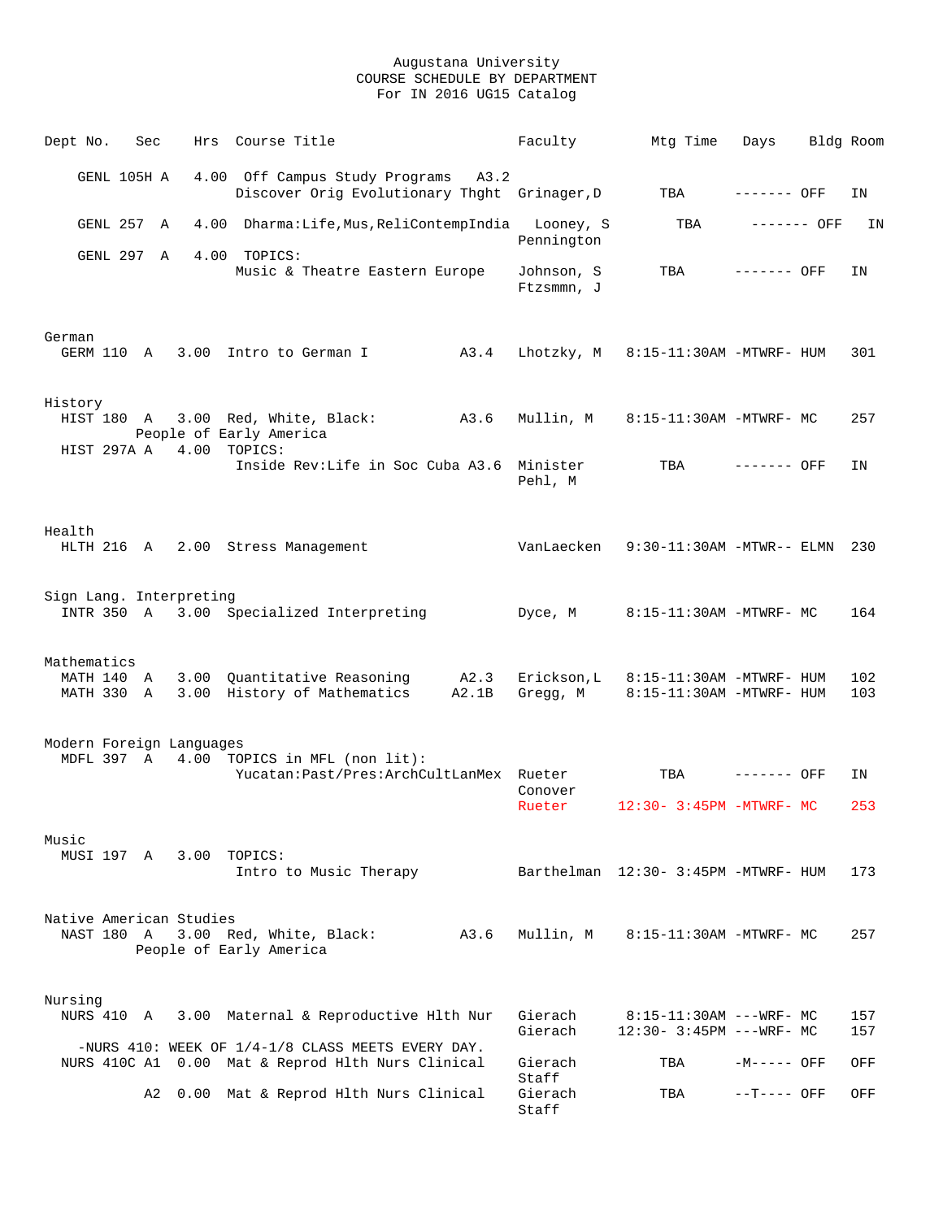Augustana University
COURSE SCHEDULE BY DEPARTMENT
For IN 2016 UG15 Catalog

| Dept No. | Sec | Hrs | Course Title | | Faculty | Mtg Time | Days | Bldg | Room |
|---|---|---|---|---|---|---|---|---|---|
| GENL 105H | A | 4.00 | Off Campus Study Programs | A3.2 | | | | | |
| | | | Discover Orig Evolutionary Thght | | Grinager,D | TBA | ------- | OFF | IN |
| GENL 257 | A | 4.00 | Dharma:Life,Mus,ReliContempIndia | | Looney, S<br>Pennington | TBA | ------- | OFF | IN |
| GENL 297 | A | 4.00 | TOPICS: | | | | | | |
| | | | Music & Theatre Eastern Europe | | Johnson, S<br>Ftzsmmn, J | TBA | ------- | OFF | IN |
| **German** | | | | | | | | | |
| GERM 110 | A | 3.00 | Intro to German I | A3.4 | Lhotzky, M | 8:15-11:30AM | -MTWRF- | HUM | 301 |
| **History** | | | | | | | | | |
| HIST 180 | A | 3.00 | Red, White, Black: People of Early America | A3.6 | Mullin, M | 8:15-11:30AM | -MTWRF- | MC | 257 |
| HIST 297A | A | 4.00 | TOPICS: | | | | | | |
| | | | Inside Rev:Life in Soc Cuba | A3.6 | Minister<br>Pehl, M | TBA | ------- | OFF | IN |
| **Health** | | | | | | | | | |
| HLTH 216 | A | 2.00 | Stress Management | | VanLaecken | 9:30-11:30AM | -MTWR-- | ELMN | 230 |
| **Sign Lang. Interpreting** | | | | | | | | | |
| INTR 350 | A | 3.00 | Specialized Interpreting | | Dyce, M | 8:15-11:30AM | -MTWRF- | MC | 164 |
| **Mathematics** | | | | | | | | | |
| MATH 140 | A | 3.00 | Quantitative Reasoning | A2.3 | Erickson,L | 8:15-11:30AM | -MTWRF- | HUM | 102 |
| MATH 330 | A | 3.00 | History of Mathematics | A2.1B | Gregg, M | 8:15-11:30AM | -MTWRF- | HUM | 103 |
| **Modern Foreign Languages** | | | | | | | | | |
| MDFL 397 | A | 4.00 | TOPICS in MFL (non lit): | | | | | | |
| | | | Yucatan:Past/Pres:ArchCultLanMex | | Rueter<br>Conover | TBA | ------- | OFF | IN |
| | | | | | Rueter | 12:30- 3:45PM | -MTWRF- | MC | 253 |
| **Music** | | | | | | | | | |
| MUSI 197 | A | 3.00 | TOPICS: | | | | | | |
| | | | Intro to Music Therapy | | Barthelman | 12:30- 3:45PM | -MTWRF- | HUM | 173 |
| **Native American Studies** | | | | | | | | | |
| NAST 180 | A | 3.00 | Red, White, Black: People of Early America | A3.6 | Mullin, M | 8:15-11:30AM | -MTWRF- | MC | 257 |
| **Nursing** | | | | | | | | | |
| NURS 410 | A | 3.00 | Maternal & Reproductive Hlth Nur | | Gierach | 8:15-11:30AM | ---WRF- | MC | 157 |
| | | | | | Gierach | 12:30- 3:45PM | ---WRF- | MC | 157 |
| | | | -NURS 410: WEEK OF 1/4-1/8 CLASS MEETS EVERY DAY. | | | | | | |
| NURS 410C | A1 | 0.00 | Mat & Reprod Hlth Nurs Clinical | | Gierach<br>Staff | TBA | -M----- | OFF | OFF |
| | A2 | 0.00 | Mat & Reprod Hlth Nurs Clinical | | Gierach<br>Staff | TBA | --T---- | OFF | OFF |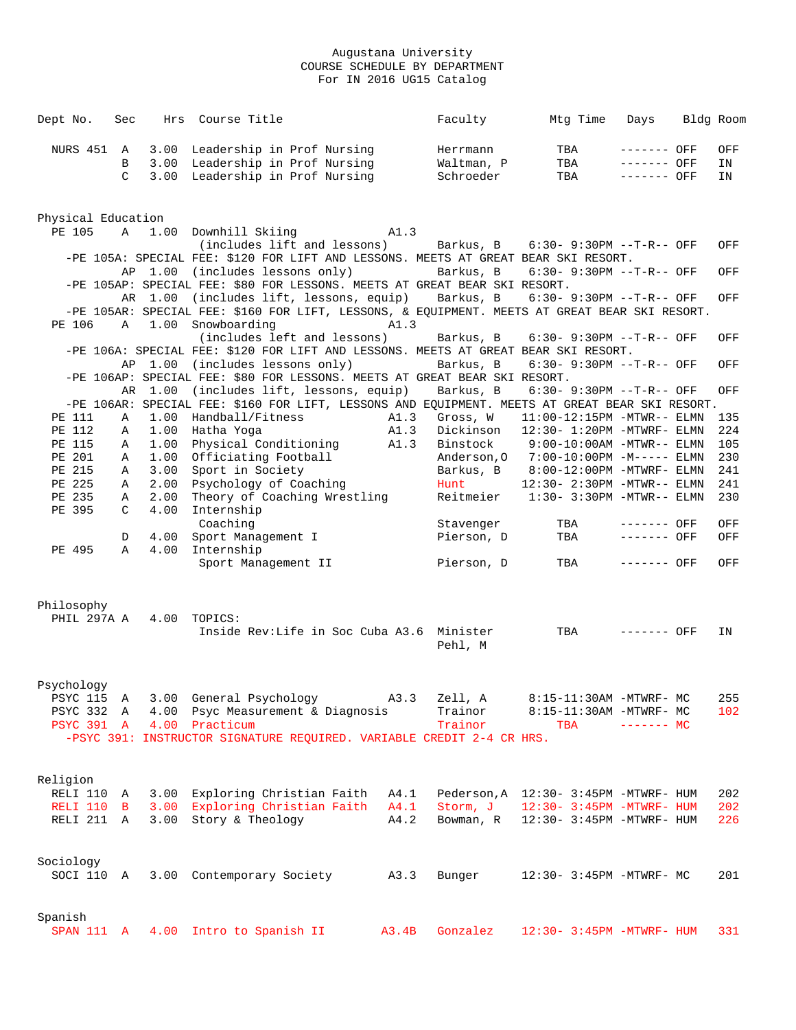Augustana University
COURSE SCHEDULE BY DEPARTMENT
For IN 2016 UG15 Catalog

| Dept No. | Sec | Hrs | Course Title | | Faculty | Mtg Time | Days | Bldg | Room |
|---|---|---|---|---|---|---|---|---|---|
| NURS 451 | A | 3.00 | Leadership in Prof Nursing | | Herrmann | TBA | ------- | OFF | OFF |
| | B | 3.00 | Leadership in Prof Nursing | | Waltman, P | TBA | ------- | OFF | IN |
| | C | 3.00 | Leadership in Prof Nursing | | Schroeder | TBA | ------- | OFF | IN |

## Physical Education

| Dept No. | Sec | Hrs | Course Title | | Faculty | Mtg Time | Days | Bldg | Room |
|---|---|---|---|---|---|---|---|---|---|
| PE 105 | A | 1.00 | Downhill Skiing (includes lift and lessons) | A1.3 | Barkus, B | 6:30- 9:30PM | --T-R-- | OFF | OFF |
| -PE 105A: SPECIAL FEE: $120 FOR LIFT AND LESSONS. MEETS AT GREAT BEAR SKI RESORT. | | | | | | | | | |
| | AP | 1.00 | (includes lessons only) | | Barkus, B | 6:30- 9:30PM | --T-R-- | OFF | OFF |
| -PE 105AP: SPECIAL FEE: $80 FOR LESSONS. MEETS AT GREAT BEAR SKI RESORT. | | | | | | | | | |
| | AR | 1.00 | (includes lift, lessons, equip) | | Barkus, B | 6:30- 9:30PM | --T-R-- | OFF | OFF |
| -PE 105AR: SPECIAL FEE: $160 FOR LIFT, LESSONS, & EQUIPMENT. MEETS AT GREAT BEAR SKI RESORT. | | | | | | | | | |
| PE 106 | A | 1.00 | Snowboarding (includes left and lessons) | A1.3 | Barkus, B | 6:30- 9:30PM | --T-R-- | OFF | OFF |
| -PE 106A: SPECIAL FEE: $120 FOR LIFT AND LESSONS. MEETS AT GREAT BEAR SKI RESORT. | | | | | | | | | |
| | AP | 1.00 | (includes lessons only) | | Barkus, B | 6:30- 9:30PM | --T-R-- | OFF | OFF |
| -PE 106AP: SPECIAL FEE: $80 FOR LESSONS. MEETS AT GREAT BEAR SKI RESORT. | | | | | | | | | |
| | AR | 1.00 | (includes lift, lessons, equip) | | Barkus, B | 6:30- 9:30PM | --T-R-- | OFF | OFF |
| -PE 106AR: SPECIAL FEE: $160 FOR LIFT, LESSONS AND EQUIPMENT. MEETS AT GREAT BEAR SKI RESORT. | | | | | | | | | |
| PE 111 | A | 1.00 | Handball/Fitness | A1.3 | Gross, W | 11:00-12:15PM | -MTWR-- | ELMN | 135 |
| PE 112 | A | 1.00 | Hatha Yoga | A1.3 | Dickinson | 12:30- 1:20PM | -MTWRF- | ELMN | 224 |
| PE 115 | A | 1.00 | Physical Conditioning | A1.3 | Binstock | 9:00-10:00AM | -MTWR-- | ELMN | 105 |
| PE 201 | A | 1.00 | Officiating Football | | Anderson,O | 7:00-10:00PM | -M----- | ELMN | 230 |
| PE 215 | A | 3.00 | Sport in Society | | Barkus, B | 8:00-12:00PM | -MTWRF- | ELMN | 241 |
| PE 225 | A | 2.00 | Psychology of Coaching | | Hunt | 12:30- 2:30PM | -MTWR-- | ELMN | 241 |
| PE 235 | A | 2.00 | Theory of Coaching Wrestling | | Reitmeier | 1:30- 3:30PM | -MTWR-- | ELMN | 230 |
| PE 395 | C | 4.00 | Internship Coaching | | Stavenger | TBA | ------- | OFF | OFF |
| | D | 4.00 | Sport Management I | | Pierson, D | TBA | ------- | OFF | OFF |
| PE 495 | A | 4.00 | Internship Sport Management II | | Pierson, D | TBA | ------- | OFF | OFF |

## Philosophy

| Dept No. | Sec | Hrs | Course Title | | Faculty | Mtg Time | Days | Bldg | Room |
|---|---|---|---|---|---|---|---|---|---|
| PHIL 297A | A | 4.00 | TOPICS: Inside Rev:Life in Soc Cuba | A3.6 | Minister, Pehl, M | TBA | ------- | OFF | IN |

## Psychology

| Dept No. | Sec | Hrs | Course Title | | Faculty | Mtg Time | Days | Bldg | Room |
|---|---|---|---|---|---|---|---|---|---|
| PSYC 115 | A | 3.00 | General Psychology | A3.3 | Zell, A | 8:15-11:30AM | -MTWRF- | MC | 255 |
| PSYC 332 | A | 4.00 | Psyc Measurement & Diagnosis | | Trainor | 8:15-11:30AM | -MTWRF- | MC | 102 |
| PSYC 391 | A | 4.00 | Practicum | | Trainor | TBA | ------- | MC | |
| -PSYC 391: INSTRUCTOR SIGNATURE REQUIRED. VARIABLE CREDIT 2-4 CR HRS. | | | | | | | | | |

## Religion

| Dept No. | Sec | Hrs | Course Title | | Faculty | Mtg Time | Days | Bldg | Room |
|---|---|---|---|---|---|---|---|---|---|
| RELI 110 | A | 3.00 | Exploring Christian Faith | A4.1 | Pederson,A | 12:30- 3:45PM | -MTWRF- | HUM | 202 |
| RELI 110 | B | 3.00 | Exploring Christian Faith | A4.1 | Storm, J | 12:30- 3:45PM | -MTWRF- | HUM | 202 |
| RELI 211 | A | 3.00 | Story & Theology | A4.2 | Bowman, R | 12:30- 3:45PM | -MTWRF- | HUM | 226 |

## Sociology

| Dept No. | Sec | Hrs | Course Title | | Faculty | Mtg Time | Days | Bldg | Room |
|---|---|---|---|---|---|---|---|---|---|
| SOCI 110 | A | 3.00 | Contemporary Society | A3.3 | Bunger | 12:30- 3:45PM | -MTWRF- | MC | 201 |

## Spanish

| Dept No. | Sec | Hrs | Course Title | | Faculty | Mtg Time | Days | Bldg | Room |
|---|---|---|---|---|---|---|---|---|---|
| SPAN 111 | A | 4.00 | Intro to Spanish II | A3.4B | Gonzalez | 12:30- 3:45PM | -MTWRF- | HUM | 331 |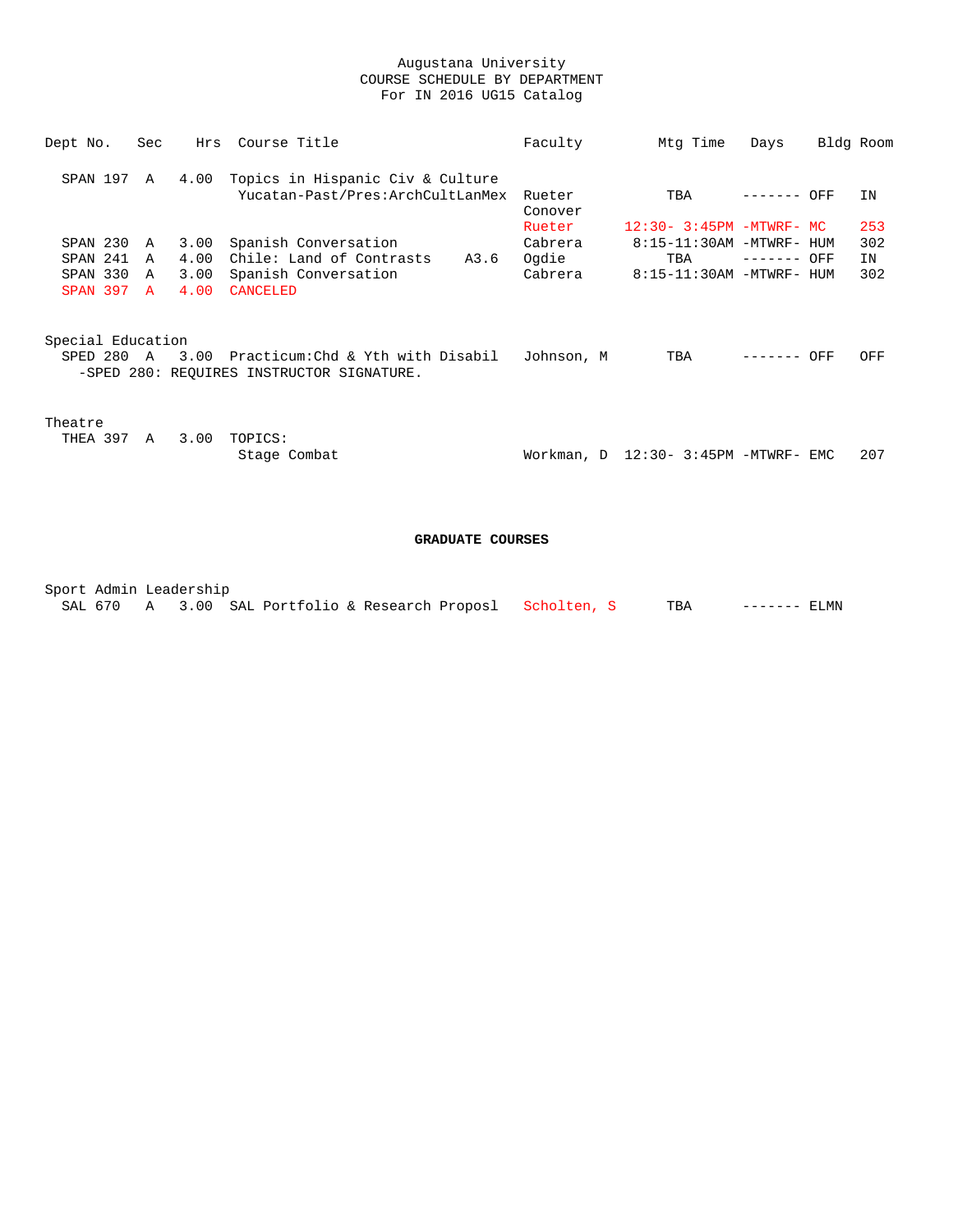Augustana University
COURSE SCHEDULE BY DEPARTMENT
For IN 2016 UG15 Catalog

| Dept No. | Sec | Hrs | Course Title | Faculty | Mtg Time | Days | Bldg | Room |
|---|---|---|---|---|---|---|---|---|
| SPAN 197 | A | 4.00 | Topics in Hispanic Civ & Culture | | | | | |
| | | | Yucatan-Past/Pres:ArchCultLanMex | Rueter | TBA | ------- | OFF | IN |
| | | | | Conover | | | | |
| | | | | Rueter | 12:30- 3:45PM | -MTWRF- | MC | 253 |
| SPAN 230 | A | 3.00 | Spanish Conversation | Cabrera | 8:15-11:30AM | -MTWRF- | HUM | 302 |
| SPAN 241 | A | 4.00 | Chile: Land of Contrasts A3.6 | Ogdie | TBA | ------- | OFF | IN |
| SPAN 330 | A | 3.00 | Spanish Conversation | Cabrera | 8:15-11:30AM | -MTWRF- | HUM | 302 |
| SPAN 397 | A | 4.00 | CANCELED | | | | | |

Special Education

| Dept No. | Sec | Hrs | Course Title | Faculty | Mtg Time | Days | Bldg | Room |
|---|---|---|---|---|---|---|---|---|
| SPED 280 | A | 3.00 | Practicum:Chd & Yth with Disabil | Johnson, M | TBA | ------- | OFF | OFF |

-SPED 280: REQUIRES INSTRUCTOR SIGNATURE.

Theatre

| Dept No. | Sec | Hrs | Course Title | Faculty | Mtg Time | Days | Bldg | Room |
|---|---|---|---|---|---|---|---|---|
| THEA 397 | A | 3.00 | TOPICS: | | | | | |
| | | | Stage Combat | Workman, D | 12:30- 3:45PM | -MTWRF- | EMC | 207 |

**GRADUATE COURSES**

Sport Admin Leadership

| Dept No. | Sec | Hrs | Course Title | Faculty | Mtg Time | Days | Bldg | Room |
|---|---|---|---|---|---|---|---|---|
| SAL 670 | A | 3.00 | SAL Portfolio & Research Proposl | Scholten, S | TBA | ------- | ELMN | |